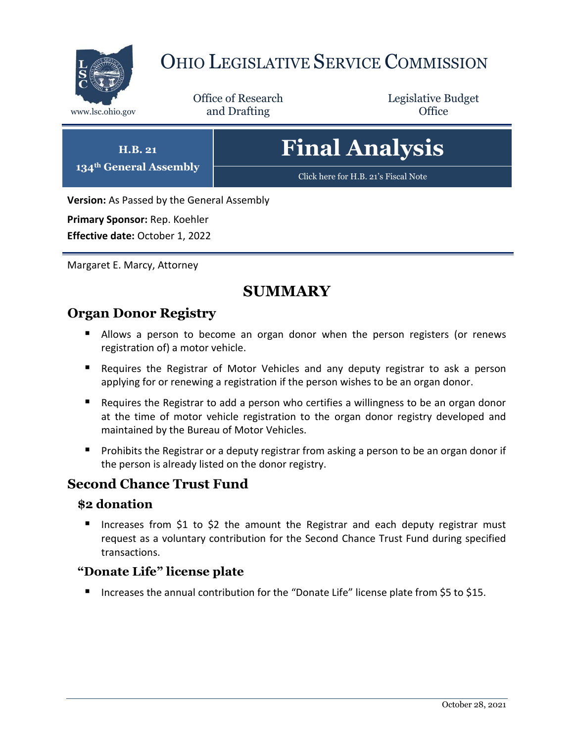# OHIO LEGISLATIVE SERVICE COMMISSION

www.lsc.ohio.gov

Office of Research and Drafting

Legislative Budget Office

**H.B. 21**
**134th General Assembly**

# Final Analysis

Click here for H.B. 21's Fiscal Note

**Version:** As Passed by the General Assembly

**Primary Sponsor:** Rep. Koehler

**Effective date:** October 1, 2022

Margaret E. Marcy, Attorney

## SUMMARY

### Organ Donor Registry

- Allows a person to become an organ donor when the person registers (or renews registration of) a motor vehicle.
- Requires the Registrar of Motor Vehicles and any deputy registrar to ask a person applying for or renewing a registration if the person wishes to be an organ donor.
- Requires the Registrar to add a person who certifies a willingness to be an organ donor at the time of motor vehicle registration to the organ donor registry developed and maintained by the Bureau of Motor Vehicles.
- Prohibits the Registrar or a deputy registrar from asking a person to be an organ donor if the person is already listed on the donor registry.

### Second Chance Trust Fund

#### $2 donation

- Increases from $1 to $2 the amount the Registrar and each deputy registrar must request as a voluntary contribution for the Second Chance Trust Fund during specified transactions.

#### "Donate Life" license plate

- Increases the annual contribution for the "Donate Life" license plate from $5 to $15.

October 28, 2021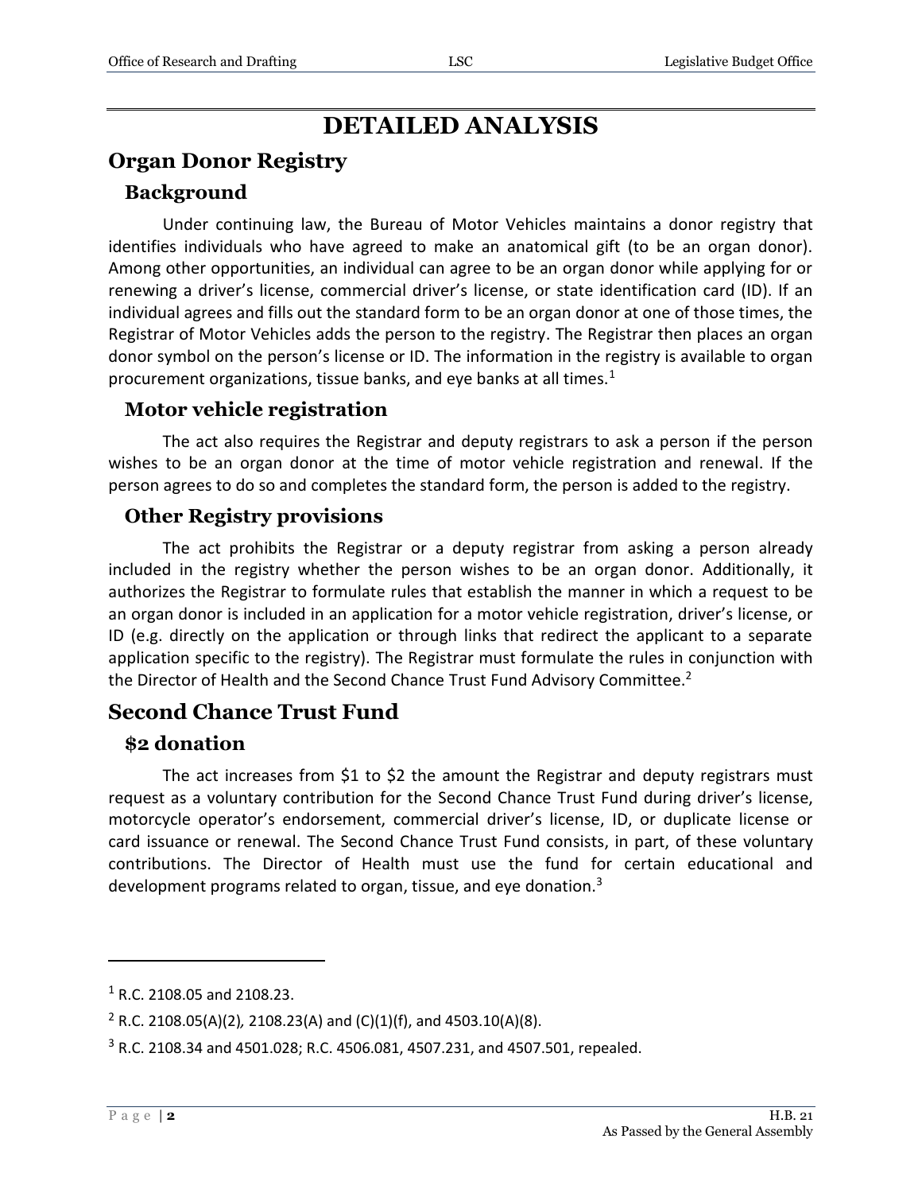# DETAILED ANALYSIS

## Organ Donor Registry

### Background

Under continuing law, the Bureau of Motor Vehicles maintains a donor registry that identifies individuals who have agreed to make an anatomical gift (to be an organ donor). Among other opportunities, an individual can agree to be an organ donor while applying for or renewing a driver's license, commercial driver's license, or state identification card (ID). If an individual agrees and fills out the standard form to be an organ donor at one of those times, the Registrar of Motor Vehicles adds the person to the registry. The Registrar then places an organ donor symbol on the person's license or ID. The information in the registry is available to organ procurement organizations, tissue banks, and eye banks at all times.[1]

### Motor vehicle registration

The act also requires the Registrar and deputy registrars to ask a person if the person wishes to be an organ donor at the time of motor vehicle registration and renewal. If the person agrees to do so and completes the standard form, the person is added to the registry.

### Other Registry provisions

The act prohibits the Registrar or a deputy registrar from asking a person already included in the registry whether the person wishes to be an organ donor. Additionally, it authorizes the Registrar to formulate rules that establish the manner in which a request to be an organ donor is included in an application for a motor vehicle registration, driver's license, or ID (e.g. directly on the application or through links that redirect the applicant to a separate application specific to the registry). The Registrar must formulate the rules in conjunction with the Director of Health and the Second Chance Trust Fund Advisory Committee.[2]

## Second Chance Trust Fund

### $2 donation

The act increases from $1 to $2 the amount the Registrar and deputy registrars must request as a voluntary contribution for the Second Chance Trust Fund during driver's license, motorcycle operator's endorsement, commercial driver's license, ID, or duplicate license or card issuance or renewal. The Second Chance Trust Fund consists, in part, of these voluntary contributions. The Director of Health must use the fund for certain educational and development programs related to organ, tissue, and eye donation.[3]

---

[1] R.C. 2108.05 and 2108.23.

[2] R.C. 2108.05(A)(2), 2108.23(A) and (C)(1)(f), and 4503.10(A)(8).

[3] R.C. 2108.34 and 4501.028; R.C. 4506.081, 4507.231, and 4507.501, repealed.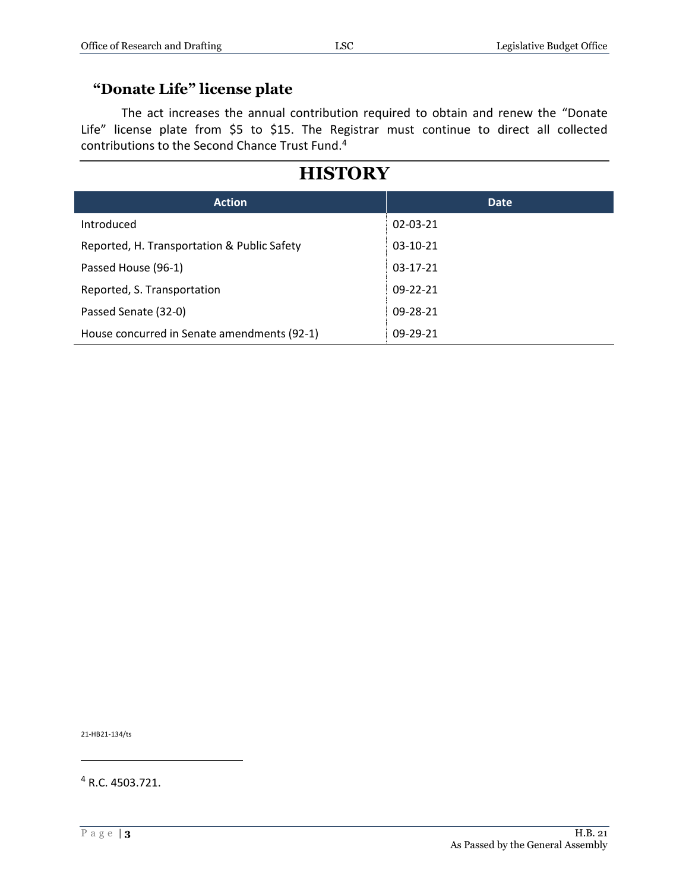## "Donate Life" license plate

The act increases the annual contribution required to obtain and renew the "Donate Life" license plate from $5 to $15. The Registrar must continue to direct all collected contributions to the Second Chance Trust Fund.[4]

# HISTORY

| Action | Date |
|---|---|
| Introduced | 02-03-21 |
| Reported, H. Transportation & Public Safety | 03-10-21 |
| Passed House (96-1) | 03-17-21 |
| Reported, S. Transportation | 09-22-21 |
| Passed Senate (32-0) | 09-28-21 |
| House concurred in Senate amendments (92-1) | 09-29-21 |

21-HB21-134/ts

[4] R.C. 4503.721.